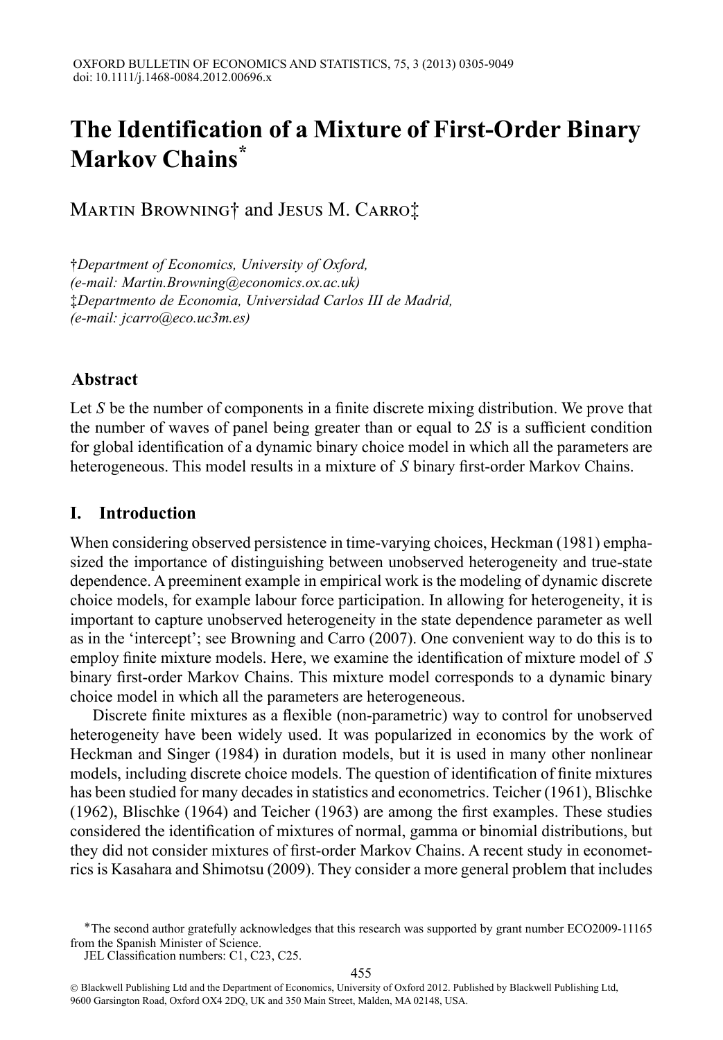# The Identification of a Mixture of First-Order Binary Markov Chains*

Martin Browning† and Jesus M. Carro‡

†*Department of Economics, University of Oxford, (e-mail: Martin.Browning@economics.ox.ac.uk)*
‡*Departmento de Economia, Universidad Carlos III de Madrid, (e-mail: jcarro@eco.uc3m.es)*

## Abstract

Let $S$ be the number of components in a finite discrete mixing distribution. We prove that the number of waves of panel being greater than or equal to $2S$ is a sufficient condition for global identification of a dynamic binary choice model in which all the parameters are heterogeneous. This model results in a mixture of $S$ binary first-order Markov Chains.

## I. Introduction

When considering observed persistence in time-varying choices, Heckman (1981) emphasized the importance of distinguishing between unobserved heterogeneity and true-state dependence. A preeminent example in empirical work is the modeling of dynamic discrete choice models, for example labour force participation. In allowing for heterogeneity, it is important to capture unobserved heterogeneity in the state dependence parameter as well as in the 'intercept'; see Browning and Carro (2007). One convenient way to do this is to employ finite mixture models. Here, we examine the identification of mixture model of $S$ binary first-order Markov Chains. This mixture model corresponds to a dynamic binary choice model in which all the parameters are heterogeneous.

Discrete finite mixtures as a flexible (non-parametric) way to control for unobserved heterogeneity have been widely used. It was popularized in economics by the work of Heckman and Singer (1984) in duration models, but it is used in many other nonlinear models, including discrete choice models. The question of identification of finite mixtures has been studied for many decades in statistics and econometrics. Teicher (1961), Blischke (1962), Blischke (1964) and Teicher (1963) are among the first examples. These studies considered the identification of mixtures of normal, gamma or binomial distributions, but they did not consider mixtures of first-order Markov Chains. A recent study in econometrics is Kasahara and Shimotsu (2009). They consider a more general problem that includes

*The second author gratefully acknowledges that this research was supported by grant number ECO2009-11165 from the Spanish Minister of Science.
JEL Classification numbers: C1, C23, C25.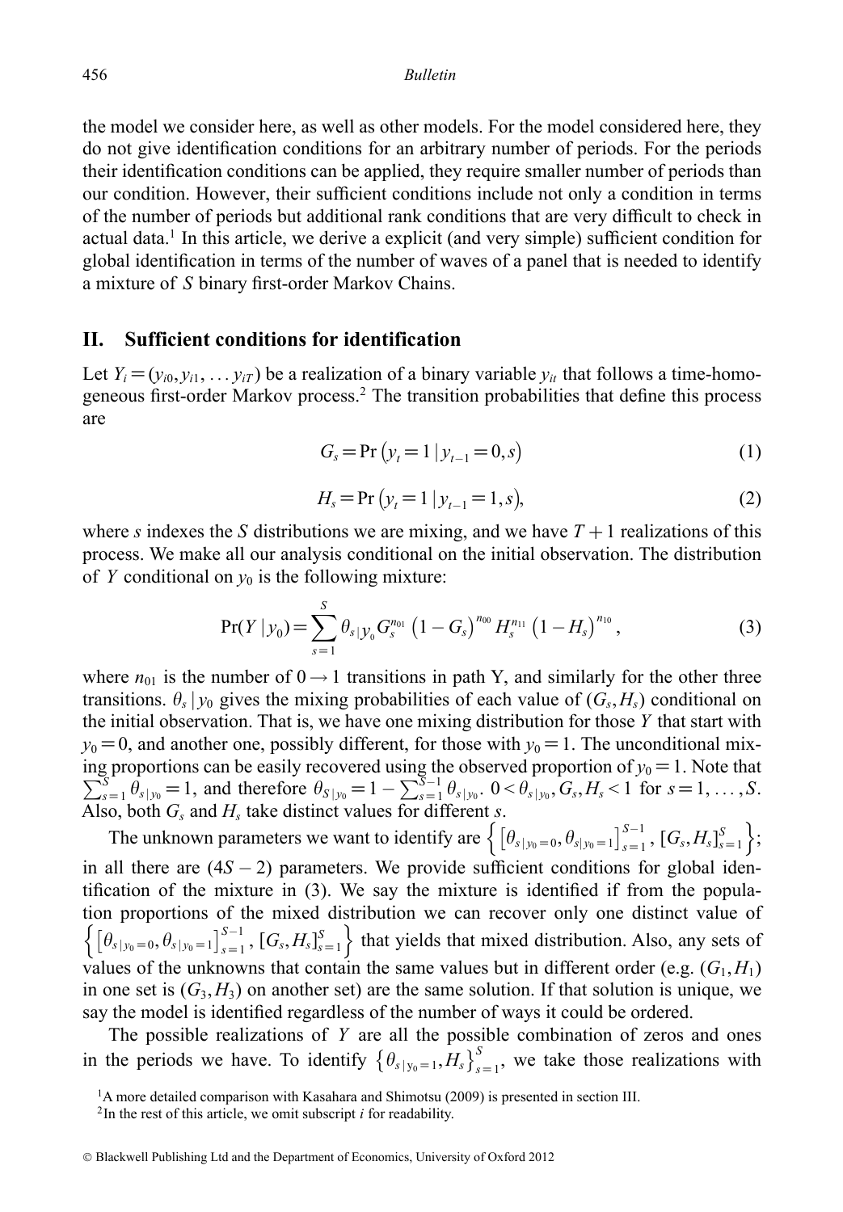the model we consider here, as well as other models. For the model considered here, they do not give identification conditions for an arbitrary number of periods. For the periods their identification conditions can be applied, they require smaller number of periods than our condition. However, their sufficient conditions include not only a condition in terms of the number of periods but additional rank conditions that are very difficult to check in actual data.[1] In this article, we derive a explicit (and very simple) sufficient condition for global identification in terms of the number of waves of a panel that is needed to identify a mixture of $S$ binary first-order Markov Chains.

## II. Sufficient conditions for identification

Let $Y_i = (y_{i0}, y_{i1}, \ldots y_{iT})$ be a realization of a binary variable $y_{it}$ that follows a time-homogeneous first-order Markov process.[2] The transition probabilities that define this process are

$$G_s = \Pr\left(y_t = 1 \mid y_{t-1} = 0, s\right) \tag{1}$$

$$H_s = \Pr\left(y_t = 1 \mid y_{t-1} = 1, s\right), \tag{2}$$

where $s$ indexes the $S$ distributions we are mixing, and we have $T+1$ realizations of this process. We make all our analysis conditional on the initial observation. The distribution of $Y$ conditional on $y_0$ is the following mixture:

$$\Pr(Y \mid y_0) = \sum_{s=1}^{S} \theta_{s \mid y_0} G_s^{n_{01}} \left(1 - G_s\right)^{n_{00}} H_s^{n_{11}} \left(1 - H_s\right)^{n_{10}}, \tag{3}$$

where $n_{01}$ is the number of $0 \rightarrow 1$ transitions in path Y, and similarly for the other three transitions. $\theta_s \mid y_0$ gives the mixing probabilities of each value of $(G_s, H_s)$ conditional on the initial observation. That is, we have one mixing distribution for those $Y$ that start with $y_0 = 0$, and another one, possibly different, for those with $y_0 = 1$. The unconditional mixing proportions can be easily recovered using the observed proportion of $y_0 = 1$. Note that $\sum_{s=1}^{S} \theta_{s \mid y_0} = 1$, and therefore $\theta_{S \mid y_0} = 1 - \sum_{s=1}^{S-1} \theta_{s \mid y_0}$. $0 < \theta_{s \mid y_0}, G_s, H_s < 1$ for $s = 1, \ldots, S$. Also, both $G_s$ and $H_s$ take distinct values for different $s$.

The unknown parameters we want to identify are $\left\{ \left[\theta_{s \mid y_0 = 0}, \theta_{s \mid y_0 = 1}\right]_{s=1}^{S-1}, [G_s, H_s]_{s=1}^{S} \right\}$; in all there are $(4S - 2)$ parameters. We provide sufficient conditions for global identification of the mixture in (3). We say the mixture is identified if from the population proportions of the mixed distribution we can recover only one distinct value of $\left\{ \left[\theta_{s \mid y_0 = 0}, \theta_{s \mid y_0 = 1}\right]_{s=1}^{S-1}, [G_s, H_s]_{s=1}^{S} \right\}$ that yields that mixed distribution. Also, any sets of values of the unknowns that contain the same values but in different order (e.g. $(G_1, H_1)$ in one set is $(G_3, H_3)$ on another set) are the same solution. If that solution is unique, we say the model is identified regardless of the number of ways it could be ordered.

The possible realizations of $Y$ are all the possible combination of zeros and ones in the periods we have. To identify $\left\{\theta_{s \mid y_0 = 1}, H_s\right\}_{s=1}^{S}$, we take those realizations with

[1] A more detailed comparison with Kasahara and Shimotsu (2009) is presented in section III.

[2] In the rest of this article, we omit subscript $i$ for readability.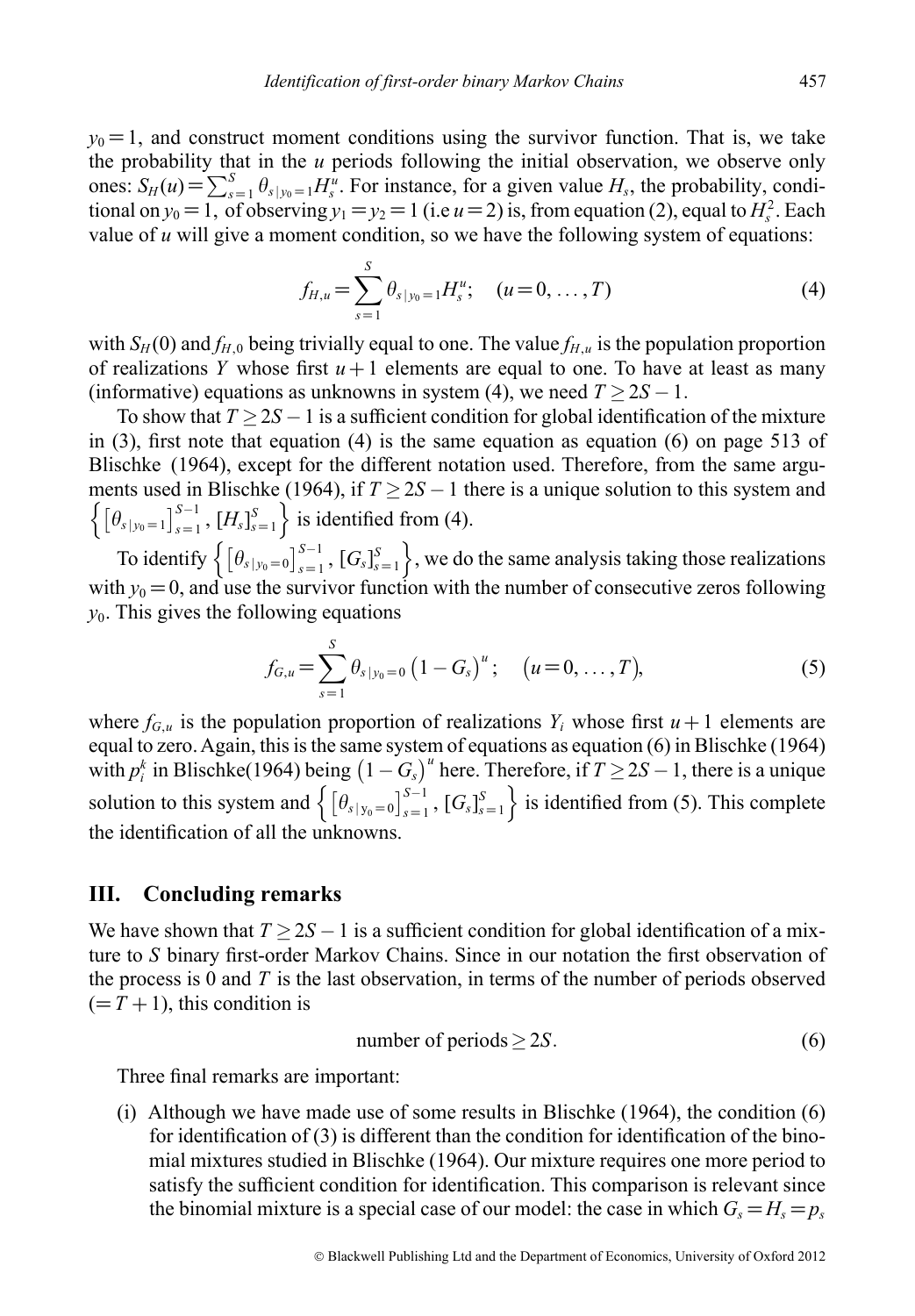$y_0 = 1$, and construct moment conditions using the survivor function. That is, we take the probability that in the $u$ periods following the initial observation, we observe only ones: $S_H(u) = \sum_{s=1}^{S} \theta_{s\,|\,y_0=1} H_s^u$. For instance, for a given value $H_s$, the probability, conditional on $y_0 = 1$, of observing $y_1 = y_2 = 1$ (i.e $u = 2$) is, from equation (2), equal to $H_s^2$. Each value of $u$ will give a moment condition, so we have the following system of equations:

$$f_{H,u} = \sum_{s=1}^{S} \theta_{s\,|\,y_0=1} H_s^u; \quad (u = 0, \ldots, T) \tag{4}$$

with $S_H(0)$ and $f_{H,0}$ being trivially equal to one. The value $f_{H,u}$ is the population proportion of realizations $Y$ whose first $u+1$ elements are equal to one. To have at least as many (informative) equations as unknowns in system (4), we need $T \geq 2S - 1$.

To show that $T \geq 2S - 1$ is a sufficient condition for global identification of the mixture in (3), first note that equation (4) is the same equation as equation (6) on page 513 of Blischke (1964), except for the different notation used. Therefore, from the same arguments used in Blischke (1964), if $T \geq 2S - 1$ there is a unique solution to this system and $\left\{ \left[\theta_{s\,|\,y_0=1}\right]_{s=1}^{S-1}, \left[H_s\right]_{s=1}^{S} \right\}$ is identified from (4).

To identify $\left\{ \left[\theta_{s\,|\,y_0=0}\right]_{s=1}^{S-1}, \left[G_s\right]_{s=1}^{S} \right\}$, we do the same analysis taking those realizations with $y_0 = 0$, and use the survivor function with the number of consecutive zeros following $y_0$. This gives the following equations

$$f_{G,u} = \sum_{s=1}^{S} \theta_{s\,|\,y_0=0} \left(1 - G_s\right)^u; \quad \left(u = 0, \ldots, T\right), \tag{5}$$

where $f_{G,u}$ is the population proportion of realizations $Y_i$ whose first $u+1$ elements are equal to zero. Again, this is the same system of equations as equation (6) in Blischke (1964) with $p_i^k$ in Blischke(1964) being $\left(1 - G_s\right)^u$ here. Therefore, if $T \geq 2S - 1$, there is a unique solution to this system and $\left\{ \left[\theta_{s\,|\,y_0=0}\right]_{s=1}^{S-1}, \left[G_s\right]_{s=1}^{S} \right\}$ is identified from (5). This complete the identification of all the unknowns.

## III. Concluding remarks

We have shown that $T \geq 2S - 1$ is a sufficient condition for global identification of a mixture to $S$ binary first-order Markov Chains. Since in our notation the first observation of the process is 0 and $T$ is the last observation, in terms of the number of periods observed $(= T + 1)$, this condition is

$$\text{number of periods} \geq 2S. \tag{6}$$

Three final remarks are important:

(i) Although we have made use of some results in Blischke (1964), the condition (6) for identification of (3) is different than the condition for identification of the binomial mixtures studied in Blischke (1964). Our mixture requires one more period to satisfy the sufficient condition for identification. This comparison is relevant since the binomial mixture is a special case of our model: the case in which $G_s = H_s = p_s$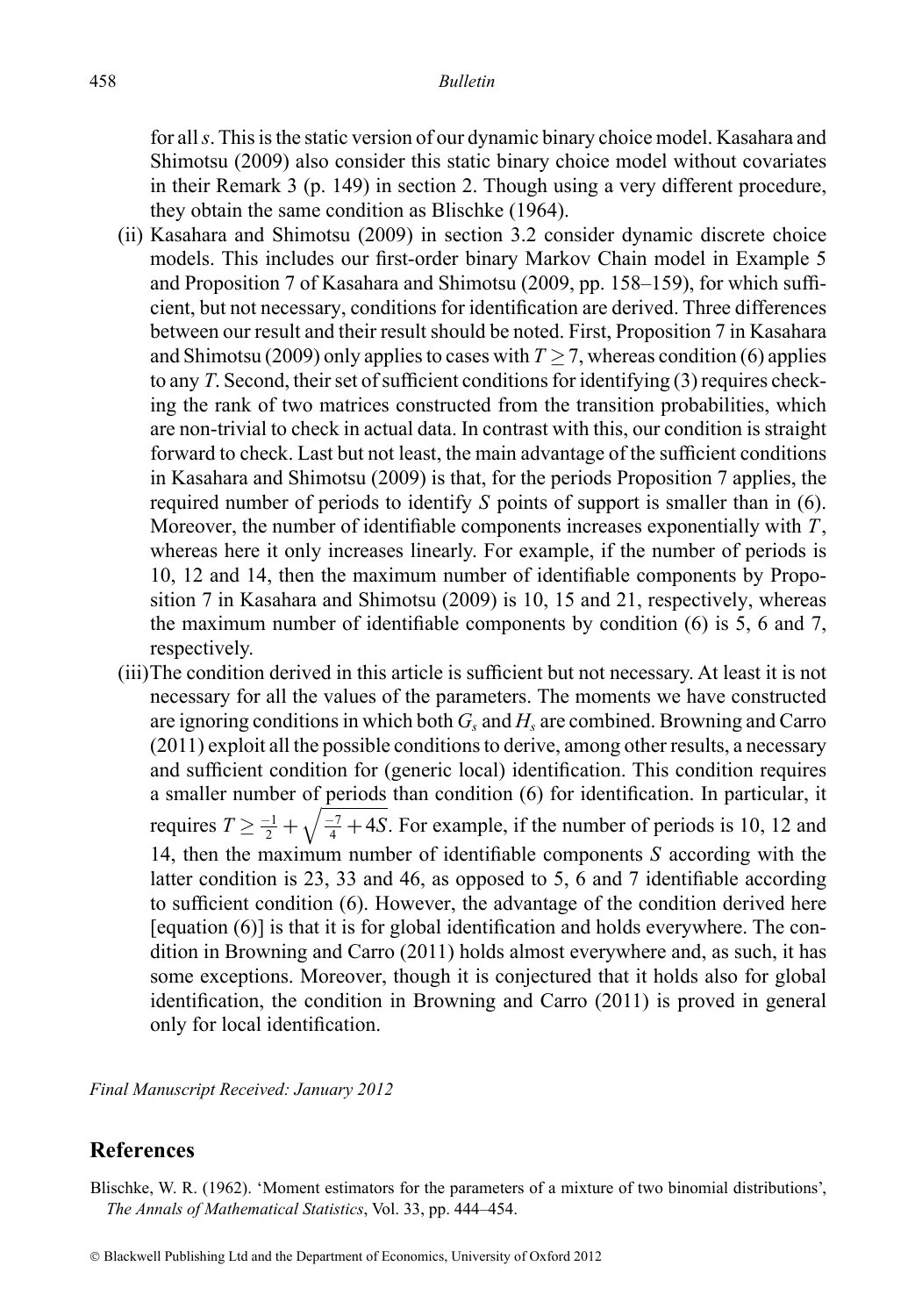for all $s$. This is the static version of our dynamic binary choice model. Kasahara and Shimotsu (2009) also consider this static binary choice model without covariates in their Remark 3 (p. 149) in section 2. Though using a very different procedure, they obtain the same condition as Blischke (1964).

(ii) Kasahara and Shimotsu (2009) in section 3.2 consider dynamic discrete choice models. This includes our first-order binary Markov Chain model in Example 5 and Proposition 7 of Kasahara and Shimotsu (2009, pp. 158–159), for which sufficient, but not necessary, conditions for identification are derived. Three differences between our result and their result should be noted. First, Proposition 7 in Kasahara and Shimotsu (2009) only applies to cases with $T \geq 7$, whereas condition (6) applies to any $T$. Second, their set of sufficient conditions for identifying (3) requires checking the rank of two matrices constructed from the transition probabilities, which are non-trivial to check in actual data. In contrast with this, our condition is straight forward to check. Last but not least, the main advantage of the sufficient conditions in Kasahara and Shimotsu (2009) is that, for the periods Proposition 7 applies, the required number of periods to identify $S$ points of support is smaller than in (6). Moreover, the number of identifiable components increases exponentially with $T$, whereas here it only increases linearly. For example, if the number of periods is 10, 12 and 14, then the maximum number of identifiable components by Proposition 7 in Kasahara and Shimotsu (2009) is 10, 15 and 21, respectively, whereas the maximum number of identifiable components by condition (6) is 5, 6 and 7, respectively.

(iii) The condition derived in this article is sufficient but not necessary. At least it is not necessary for all the values of the parameters. The moments we have constructed are ignoring conditions in which both $G_s$ and $H_s$ are combined. Browning and Carro (2011) exploit all the possible conditions to derive, among other results, a necessary and sufficient condition for (generic local) identification. This condition requires a smaller number of periods than condition (6) for identification. In particular, it requires $T \geq \frac{-1}{2} + \sqrt{\frac{-7}{4} + 4S}$. For example, if the number of periods is 10, 12 and 14, then the maximum number of identifiable components $S$ according with the latter condition is 23, 33 and 46, as opposed to 5, 6 and 7 identifiable according to sufficient condition (6). However, the advantage of the condition derived here [equation (6)] is that it is for global identification and holds everywhere. The condition in Browning and Carro (2011) holds almost everywhere and, as such, it has some exceptions. Moreover, though it is conjectured that it holds also for global identification, the condition in Browning and Carro (2011) is proved in general only for local identification.

*Final Manuscript Received: January 2012*

## References

Blischke, W. R. (1962). 'Moment estimators for the parameters of a mixture of two binomial distributions', *The Annals of Mathematical Statistics*, Vol. 33, pp. 444–454.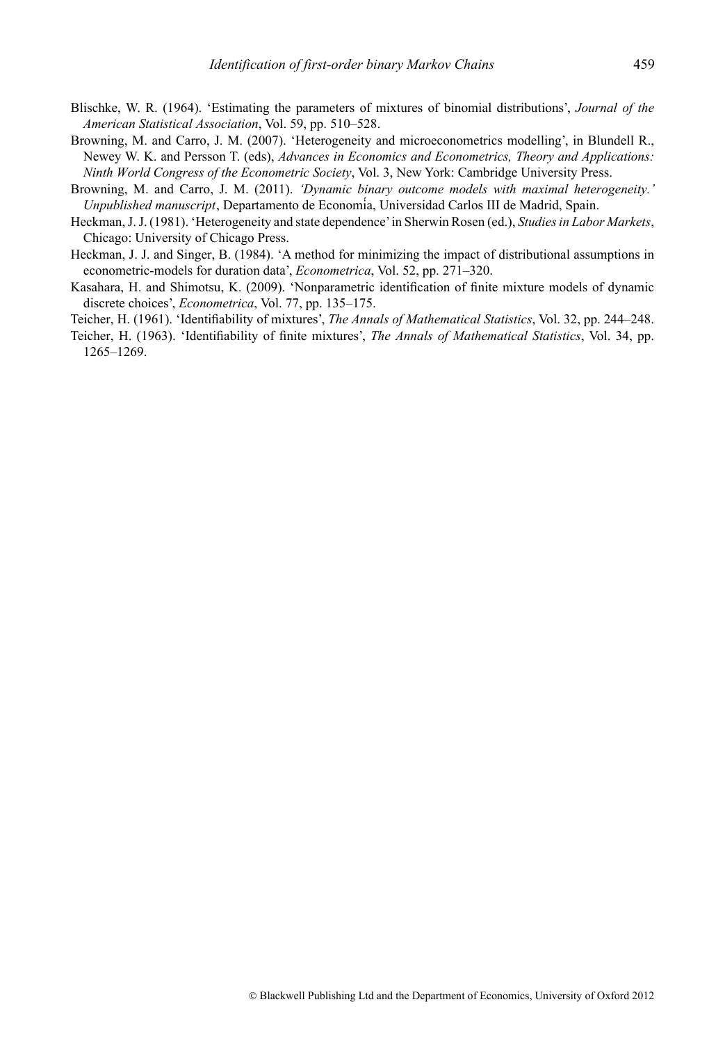Blischke, W. R. (1964). 'Estimating the parameters of mixtures of binomial distributions', *Journal of the American Statistical Association*, Vol. 59, pp. 510–528.

Browning, M. and Carro, J. M. (2007). 'Heterogeneity and microeconometrics modelling', in Blundell R., Newey W. K. and Persson T. (eds), *Advances in Economics and Econometrics, Theory and Applications: Ninth World Congress of the Econometric Society*, Vol. 3, New York: Cambridge University Press.

Browning, M. and Carro, J. M. (2011). *'Dynamic binary outcome models with maximal heterogeneity.' Unpublished manuscript*, Departamento de Economía, Universidad Carlos III de Madrid, Spain.

Heckman, J. J. (1981). 'Heterogeneity and state dependence' in Sherwin Rosen (ed.), *Studies in Labor Markets*, Chicago: University of Chicago Press.

Heckman, J. J. and Singer, B. (1984). 'A method for minimizing the impact of distributional assumptions in econometric-models for duration data', *Econometrica*, Vol. 52, pp. 271–320.

Kasahara, H. and Shimotsu, K. (2009). 'Nonparametric identification of finite mixture models of dynamic discrete choices', *Econometrica*, Vol. 77, pp. 135–175.

Teicher, H. (1961). 'Identifiability of mixtures', *The Annals of Mathematical Statistics*, Vol. 32, pp. 244–248.

Teicher, H. (1963). 'Identifiability of finite mixtures', *The Annals of Mathematical Statistics*, Vol. 34, pp. 1265–1269.